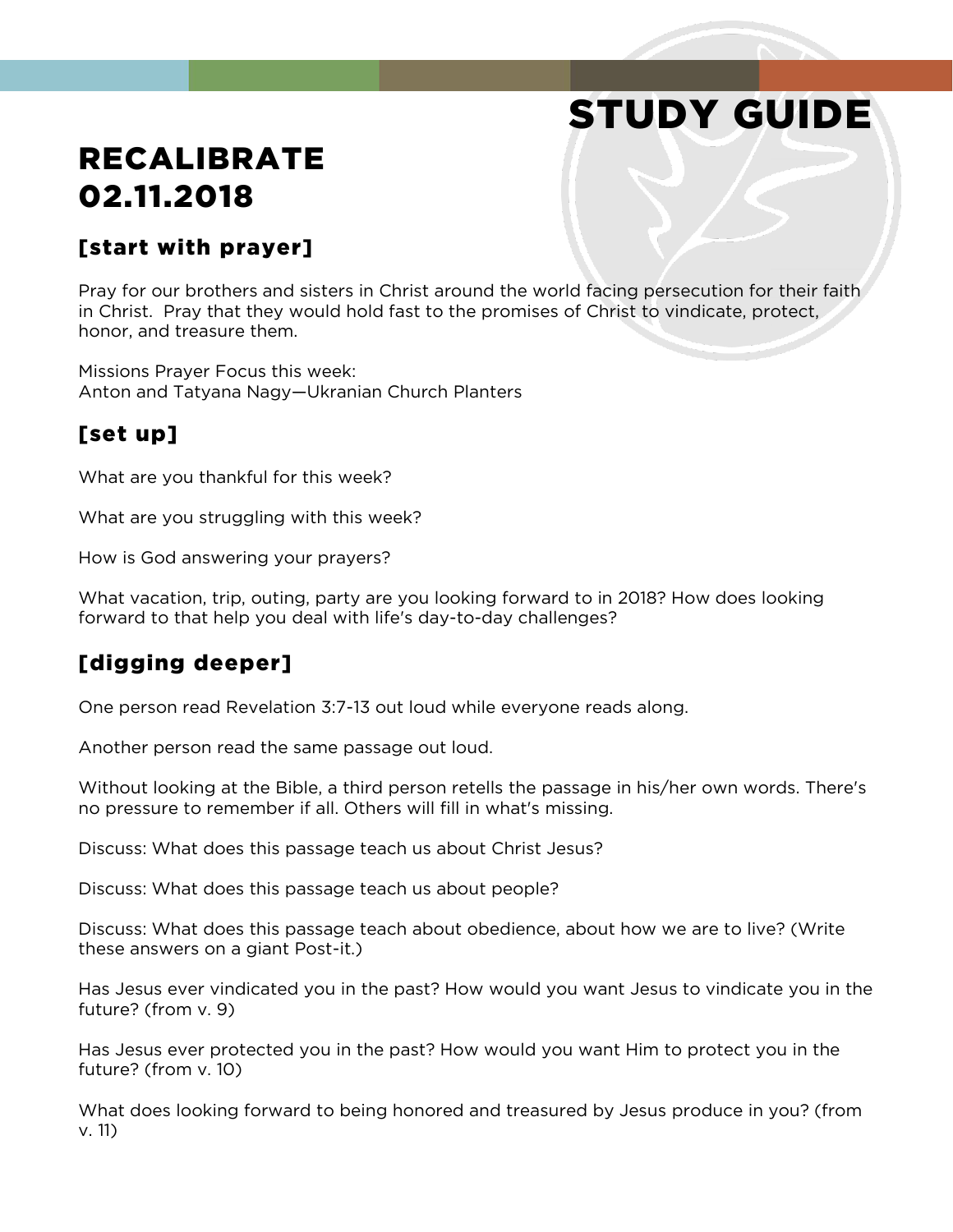# STUDY GUIDE

# RECALIBRATE 02.11.2018

## [start with prayer]

Pray for our brothers and sisters in Christ around the world facing persecution for their faith in Christ. Pray that they would hold fast to the promises of Christ to vindicate, protect, honor, and treasure them.

Missions Prayer Focus this week:
Anton and Tatyana Nagy—Ukranian Church Planters

## [set up]

What are you thankful for this week?

What are you struggling with this week?

How is God answering your prayers?

What vacation, trip, outing, party are you looking forward to in 2018? How does looking forward to that help you deal with life's day-to-day challenges?

## [digging deeper]

One person read Revelation 3:7-13 out loud while everyone reads along.

Another person read the same passage out loud.

Without looking at the Bible, a third person retells the passage in his/her own words. There's no pressure to remember if all. Others will fill in what's missing.

Discuss: What does this passage teach us about Christ Jesus?

Discuss: What does this passage teach us about people?

Discuss: What does this passage teach about obedience, about how we are to live? (Write these answers on a giant Post-it.)

Has Jesus ever vindicated you in the past? How would you want Jesus to vindicate you in the future? (from v. 9)

Has Jesus ever protected you in the past? How would you want Him to protect you in the future? (from v. 10)

What does looking forward to being honored and treasured by Jesus produce in you? (from v. 11)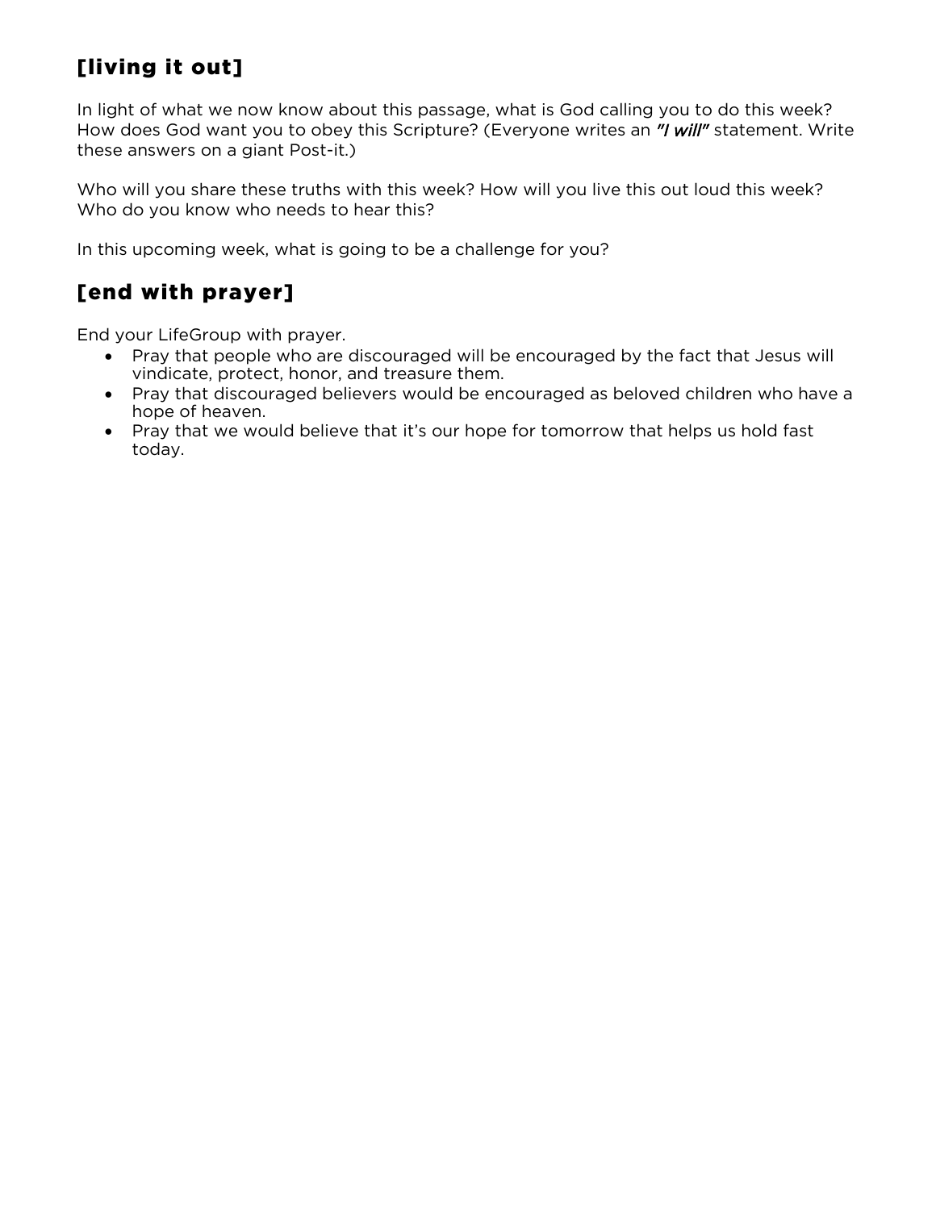## [living it out]

In light of what we now know about this passage, what is God calling you to do this week? How does God want you to obey this Scripture? (Everyone writes an ***"I will"*** statement. Write these answers on a giant Post-it.)

Who will you share these truths with this week? How will you live this out loud this week? Who do you know who needs to hear this?

In this upcoming week, what is going to be a challenge for you?

## [end with prayer]

End your LifeGroup with prayer.

- Pray that people who are discouraged will be encouraged by the fact that Jesus will vindicate, protect, honor, and treasure them.
- Pray that discouraged believers would be encouraged as beloved children who have a hope of heaven.
- Pray that we would believe that it's our hope for tomorrow that helps us hold fast today.